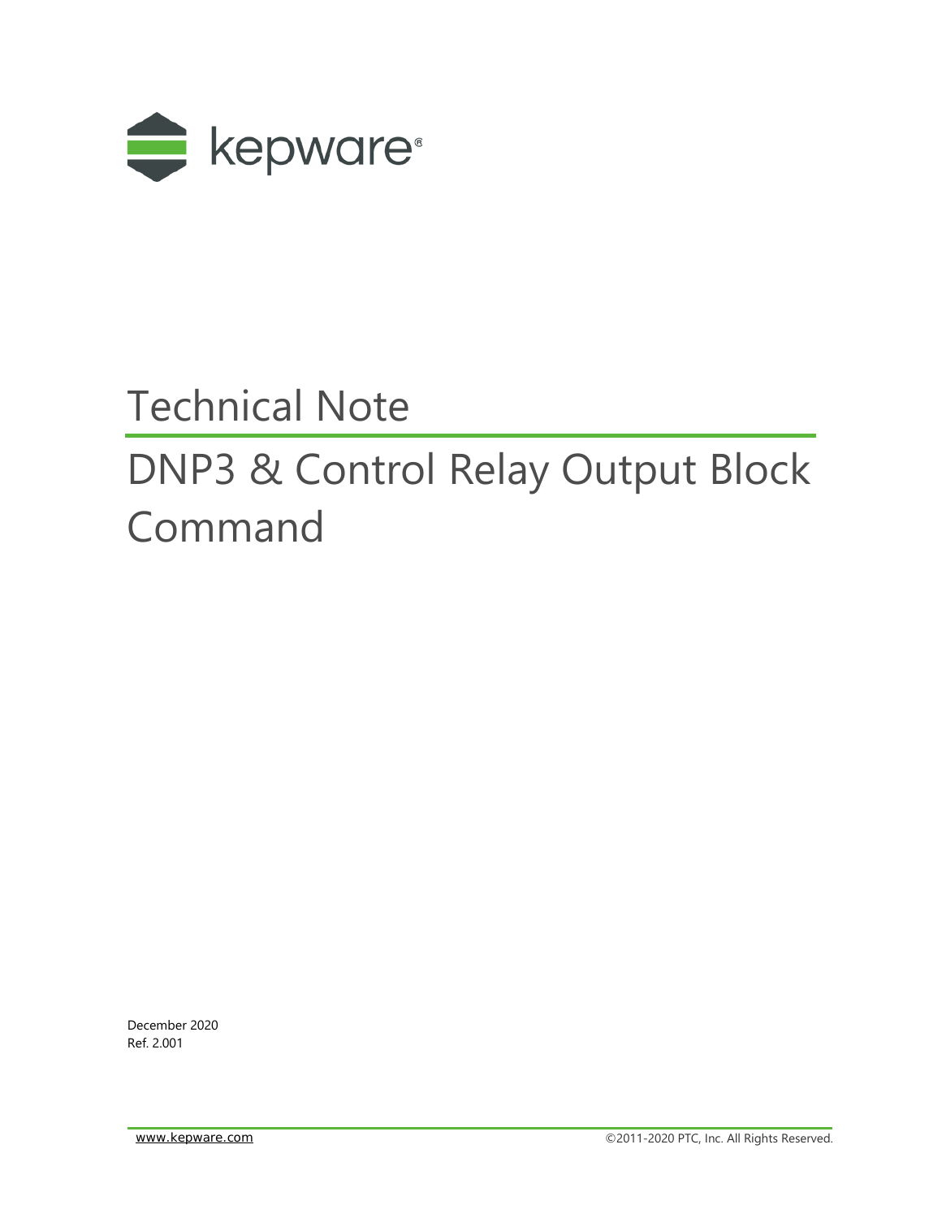kepware®

# Technical Note

# DNP3 & Control Relay Output Block Command

December 2020
Ref. 2.001

www.kepware.com

©2011-2020 PTC, Inc. All Rights Reserved.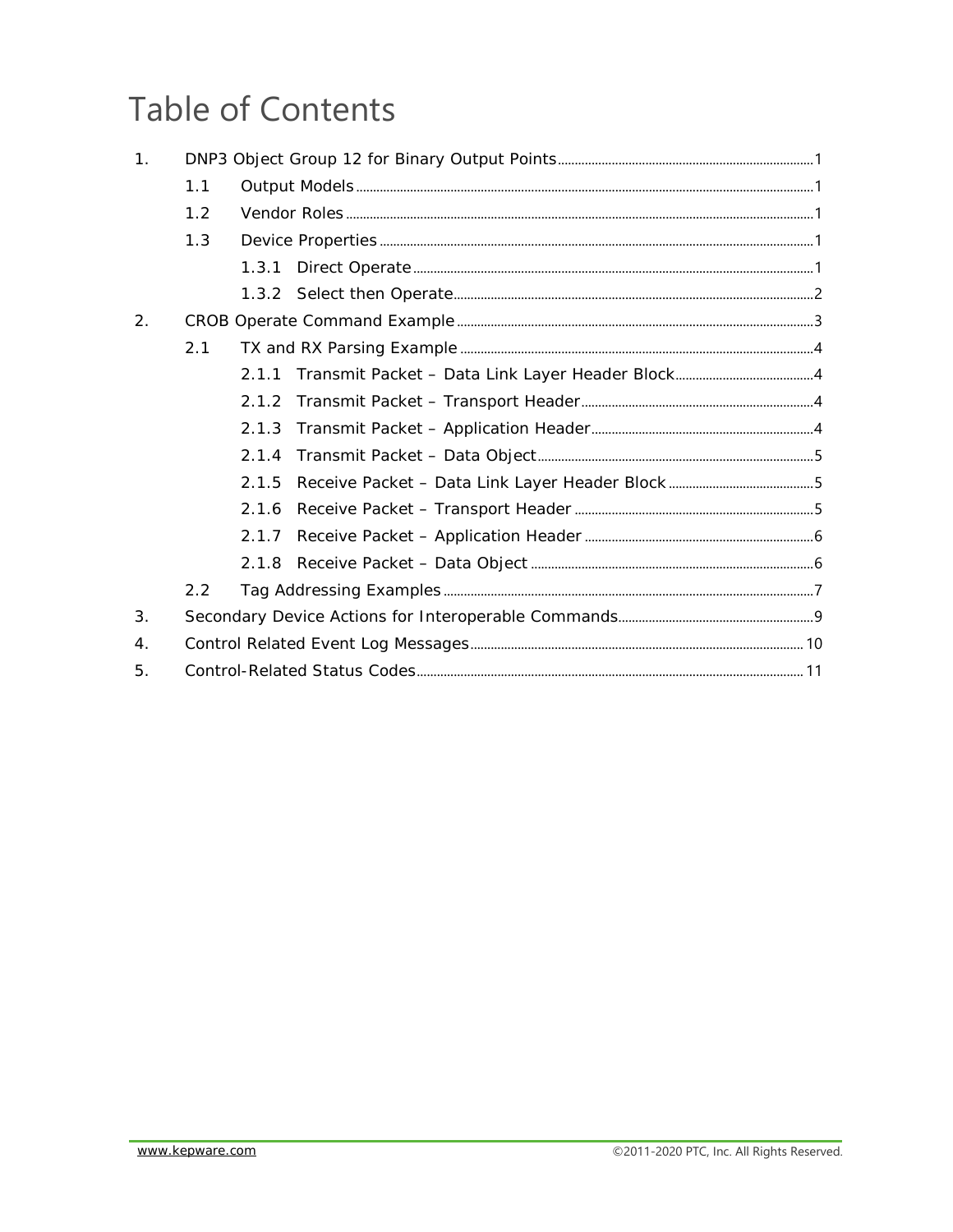# Table of Contents

1. DNP3 Object Group 12 for Binary Output Points ... 1
   - 1.1 Output Models ... 1
   - 1.2 Vendor Roles ... 1
   - 1.3 Device Properties ... 1
     - 1.3.1 Direct Operate ... 1
     - 1.3.2 Select then Operate ... 2
2. CROB Operate Command Example ... 3
   - 2.1 TX and RX Parsing Example ... 4
     - 2.1.1 Transmit Packet – Data Link Layer Header Block ... 4
     - 2.1.2 Transmit Packet – Transport Header ... 4
     - 2.1.3 Transmit Packet – Application Header ... 4
     - 2.1.4 Transmit Packet – Data Object ... 5
     - 2.1.5 Receive Packet – Data Link Layer Header Block ... 5
     - 2.1.6 Receive Packet – Transport Header ... 5
     - 2.1.7 Receive Packet – Application Header ... 6
     - 2.1.8 Receive Packet – Data Object ... 6
   - 2.2 Tag Addressing Examples ... 7
3. Secondary Device Actions for Interoperable Commands ... 9
4. Control Related Event Log Messages ... 10
5. Control-Related Status Codes ... 11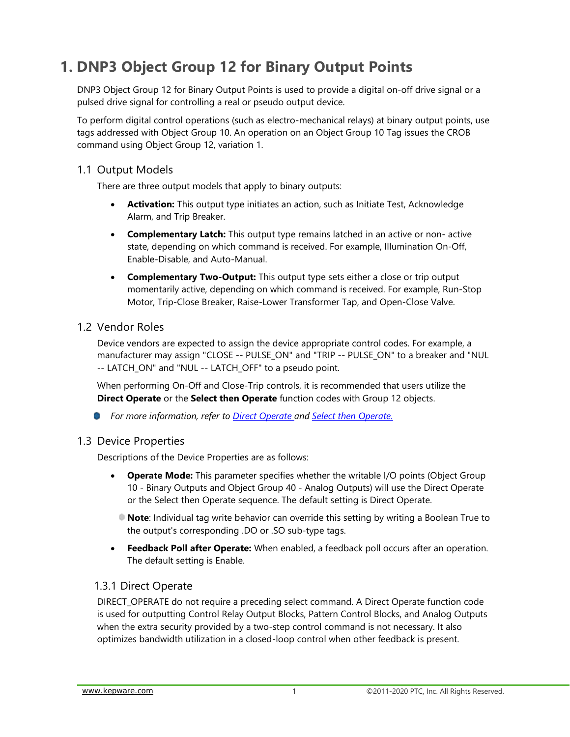# 1. DNP3 Object Group 12 for Binary Output Points

DNP3 Object Group 12 for Binary Output Points is used to provide a digital on-off drive signal or a pulsed drive signal for controlling a real or pseudo output device.

To perform digital control operations (such as electro-mechanical relays) at binary output points, use tags addressed with Object Group 10. An operation on an Object Group 10 Tag issues the CROB command using Object Group 12, variation 1.

## 1.1 Output Models

There are three output models that apply to binary outputs:

- **Activation:** This output type initiates an action, such as Initiate Test, Acknowledge Alarm, and Trip Breaker.
- **Complementary Latch:** This output type remains latched in an active or non- active state, depending on which command is received. For example, Illumination On-Off, Enable-Disable, and Auto-Manual.
- **Complementary Two-Output:** This output type sets either a close or trip output momentarily active, depending on which command is received. For example, Run-Stop Motor, Trip-Close Breaker, Raise-Lower Transformer Tap, and Open-Close Valve.

## 1.2 Vendor Roles

Device vendors are expected to assign the device appropriate control codes. For example, a manufacturer may assign "CLOSE -- PULSE_ON" and "TRIP -- PULSE_ON" to a breaker and "NUL -- LATCH_ON" and "NUL -- LATCH_OFF" to a pseudo point.

When performing On-Off and Close-Trip controls, it is recommended that users utilize the **Direct Operate** or the **Select then Operate** function codes with Group 12 objects.

*For more information, refer to Direct Operate and Select then Operate.*

## 1.3 Device Properties

Descriptions of the Device Properties are as follows:

- **Operate Mode:** This parameter specifies whether the writable I/O points (Object Group 10 - Binary Outputs and Object Group 40 - Analog Outputs) will use the Direct Operate or the Select then Operate sequence. The default setting is Direct Operate.

  **Note**: Individual tag write behavior can override this setting by writing a Boolean True to the output's corresponding .DO or .SO sub-type tags.

- **Feedback Poll after Operate:** When enabled, a feedback poll occurs after an operation. The default setting is Enable.

### 1.3.1 Direct Operate

DIRECT_OPERATE do not require a preceding select command. A Direct Operate function code is used for outputting Control Relay Output Blocks, Pattern Control Blocks, and Analog Outputs when the extra security provided by a two-step control command is not necessary. It also optimizes bandwidth utilization in a closed-loop control when other feedback is present.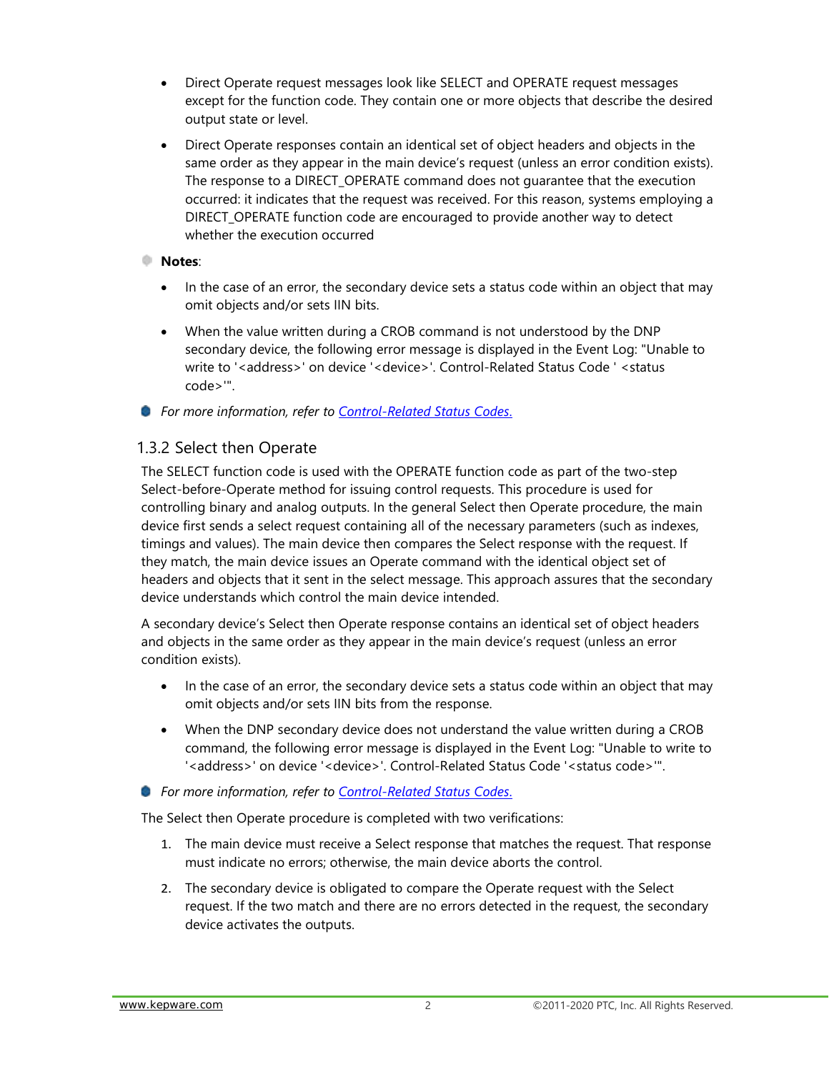- Direct Operate request messages look like SELECT and OPERATE request messages except for the function code. They contain one or more objects that describe the desired output state or level.
- Direct Operate responses contain an identical set of object headers and objects in the same order as they appear in the main device's request (unless an error condition exists). The response to a DIRECT_OPERATE command does not guarantee that the execution occurred: it indicates that the request was received. For this reason, systems employing a DIRECT_OPERATE function code are encouraged to provide another way to detect whether the execution occurred

**Notes**:

- In the case of an error, the secondary device sets a status code within an object that may omit objects and/or sets IIN bits.
- When the value written during a CROB command is not understood by the DNP secondary device, the following error message is displayed in the Event Log: "Unable to write to '<address>' on device '<device>'. Control-Related Status Code ' <status code>'".

*For more information, refer to Control-Related Status Codes.*

### 1.3.2 Select then Operate

The SELECT function code is used with the OPERATE function code as part of the two-step Select-before-Operate method for issuing control requests. This procedure is used for controlling binary and analog outputs. In the general Select then Operate procedure, the main device first sends a select request containing all of the necessary parameters (such as indexes, timings and values). The main device then compares the Select response with the request. If they match, the main device issues an Operate command with the identical object set of headers and objects that it sent in the select message. This approach assures that the secondary device understands which control the main device intended.

A secondary device's Select then Operate response contains an identical set of object headers and objects in the same order as they appear in the main device's request (unless an error condition exists).

- In the case of an error, the secondary device sets a status code within an object that may omit objects and/or sets IIN bits from the response.
- When the DNP secondary device does not understand the value written during a CROB command, the following error message is displayed in the Event Log: "Unable to write to '<address>' on device '<device>'. Control-Related Status Code '<status code>'".

*For more information, refer to Control-Related Status Codes.*

The Select then Operate procedure is completed with two verifications:

1. The main device must receive a Select response that matches the request. That response must indicate no errors; otherwise, the main device aborts the control.
2. The secondary device is obligated to compare the Operate request with the Select request. If the two match and there are no errors detected in the request, the secondary device activates the outputs.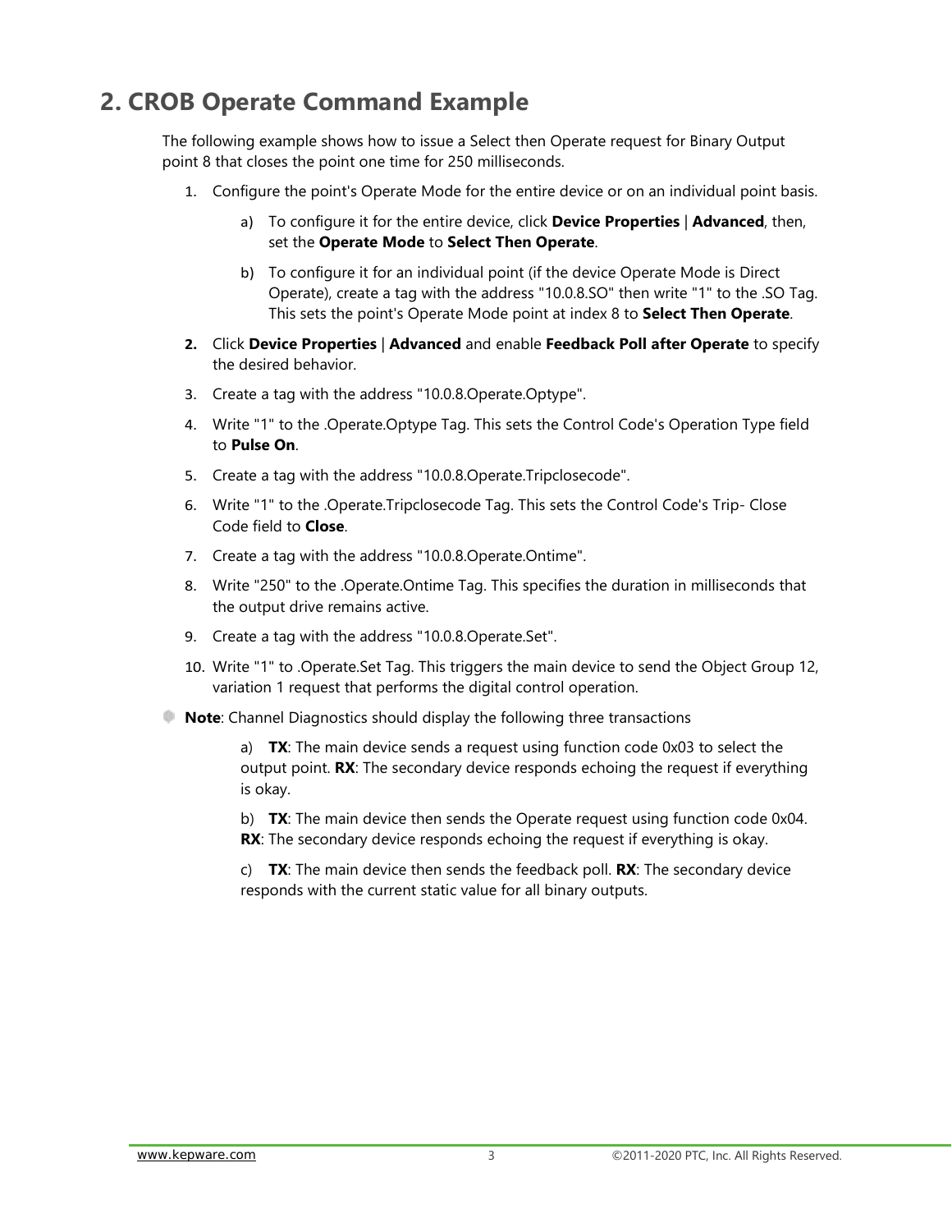## 2. CROB Operate Command Example

The following example shows how to issue a Select then Operate request for Binary Output point 8 that closes the point one time for 250 milliseconds.

1. Configure the point's Operate Mode for the entire device or on an individual point basis.

   a) To configure it for the entire device, click **Device Properties** | **Advanced**, then, set the **Operate Mode** to **Select Then Operate**.

   b) To configure it for an individual point (if the device Operate Mode is Direct Operate), create a tag with the address "10.0.8.SO" then write "1" to the .SO Tag. This sets the point's Operate Mode point at index 8 to **Select Then Operate**.

2. Click **Device Properties** | **Advanced** and enable **Feedback Poll after Operate** to specify the desired behavior.
3. Create a tag with the address "10.0.8.Operate.Optype".
4. Write "1" to the .Operate.Optype Tag. This sets the Control Code's Operation Type field to **Pulse On**.
5. Create a tag with the address "10.0.8.Operate.Tripclosecode".
6. Write "1" to the .Operate.Tripclosecode Tag. This sets the Control Code's Trip- Close Code field to **Close**.
7. Create a tag with the address "10.0.8.Operate.Ontime".
8. Write "250" to the .Operate.Ontime Tag. This specifies the duration in milliseconds that the output drive remains active.
9. Create a tag with the address "10.0.8.Operate.Set".
10. Write "1" to .Operate.Set Tag. This triggers the main device to send the Object Group 12, variation 1 request that performs the digital control operation.

- **Note**: Channel Diagnostics should display the following three transactions

  a) **TX**: The main device sends a request using function code 0x03 to select the output point. **RX**: The secondary device responds echoing the request if everything is okay.

  b) **TX**: The main device then sends the Operate request using function code 0x04. **RX**: The secondary device responds echoing the request if everything is okay.

  c) **TX**: The main device then sends the feedback poll. **RX**: The secondary device responds with the current static value for all binary outputs.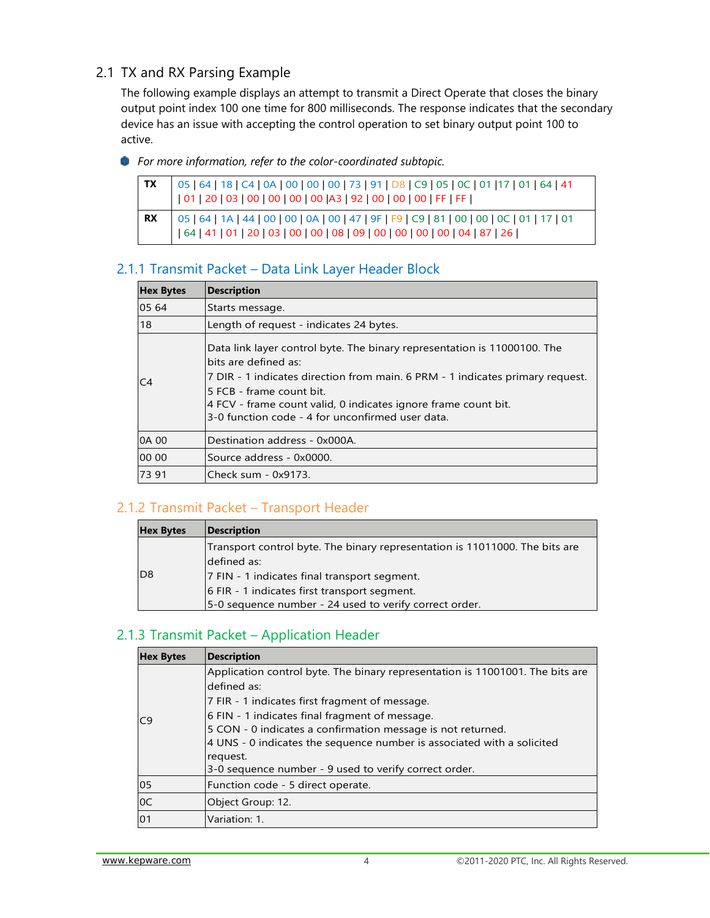## 2.1 TX and RX Parsing Example

The following example displays an attempt to transmit a Direct Operate that closes the binary output point index 100 one time for 800 milliseconds. The response indicates that the secondary device has an issue with accepting the control operation to set binary output point 100 to active.

- *For more information, refer to the color-coordinated subtopic.*

| | |
|---|---|
| **TX** | 05 \| 64 \| 18 \| C4 \| 0A \| 00 \| 00 \| 00 \| 73 \| 91 \| D8 \| C9 \| 05 \| 0C \| 01 \|17 \| 01 \| 64 \| 41 \| 01 \| 20 \| 03 \| 00 \| 00 \| 00 \| 00 \|A3 \| 92 \| 00 \| 00 \| 00 \| FF \| FF \| |
| **RX** | 05 \| 64 \| 1A \| 44 \| 00 \| 00 \| 0A \| 00 \| 47 \| 9F \| F9 \| C9 \| 81 \| 00 \| 00 \| 0C \| 01 \| 17 \| 01 \| 64 \| 41 \| 01 \| 20 \| 03 \| 00 \| 00 \| 08 \| 09 \| 00 \| 00 \| 00 \| 00 \| 04 \| 87 \| 26 \| |

### 2.1.1 Transmit Packet – Data Link Layer Header Block

| Hex Bytes | Description |
|---|---|
| 05 64 | Starts message. |
| 18 | Length of request - indicates 24 bytes. |
| C4 | Data link layer control byte. The binary representation is 11000100. The bits are defined as:<br>7 DIR - 1 indicates direction from main. 6 PRM - 1 indicates primary request.<br>5 FCB - frame count bit.<br>4 FCV - frame count valid, 0 indicates ignore frame count bit.<br>3-0 function code - 4 for unconfirmed user data. |
| 0A 00 | Destination address - 0x000A. |
| 00 00 | Source address - 0x0000. |
| 73 91 | Check sum - 0x9173. |

### 2.1.2 Transmit Packet – Transport Header

| Hex Bytes | Description |
|---|---|
| D8 | Transport control byte. The binary representation is 11011000. The bits are defined as:<br>7 FIN - 1 indicates final transport segment.<br>6 FIR - 1 indicates first transport segment.<br>5-0 sequence number - 24 used to verify correct order. |

### 2.1.3 Transmit Packet – Application Header

| Hex Bytes | Description |
|---|---|
| C9 | Application control byte. The binary representation is 11001001. The bits are defined as:<br>7 FIR - 1 indicates first fragment of message.<br>6 FIN - 1 indicates final fragment of message.<br>5 CON - 0 indicates a confirmation message is not returned.<br>4 UNS - 0 indicates the sequence number is associated with a solicited request.<br>3-0 sequence number - 9 used to verify correct order. |
| 05 | Function code - 5 direct operate. |
| 0C | Object Group: 12. |
| 01 | Variation: 1. |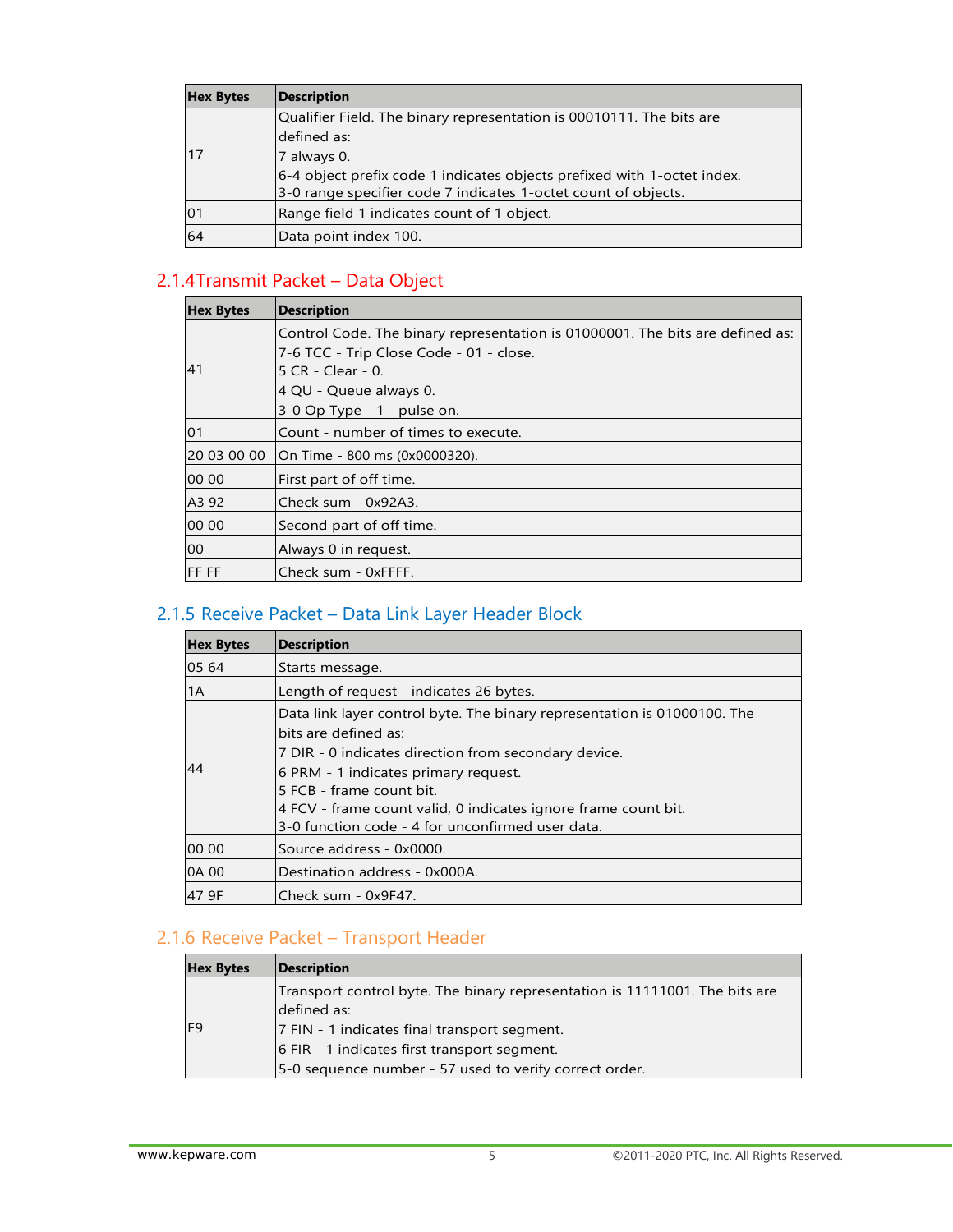| Hex Bytes | Description |
|---|---|
| 17 | Qualifier Field. The binary representation is 00010111. The bits are defined as:<br>7 always 0.<br>6-4 object prefix code 1 indicates objects prefixed with 1-octet index.<br>3-0 range specifier code 7 indicates 1-octet count of objects. |
| 01 | Range field 1 indicates count of 1 object. |
| 64 | Data point index 100. |

### 2.1.4Transmit Packet – Data Object

| Hex Bytes | Description |
|---|---|
| 41 | Control Code. The binary representation is 01000001. The bits are defined as:<br>7-6 TCC - Trip Close Code - 01 - close.<br>5 CR - Clear - 0.<br>4 QU - Queue always 0.<br>3-0 Op Type - 1 - pulse on. |
| 01 | Count - number of times to execute. |
| 20 03 00 00 | On Time - 800 ms (0x0000320). |
| 00 00 | First part of off time. |
| A3 92 | Check sum - 0x92A3. |
| 00 00 | Second part of off time. |
| 00 | Always 0 in request. |
| FF FF | Check sum - 0xFFFF. |

### 2.1.5 Receive Packet – Data Link Layer Header Block

| Hex Bytes | Description |
|---|---|
| 05 64 | Starts message. |
| 1A | Length of request - indicates 26 bytes. |
| 44 | Data link layer control byte. The binary representation is 01000100. The bits are defined as:<br>7 DIR - 0 indicates direction from secondary device.<br>6 PRM - 1 indicates primary request.<br>5 FCB - frame count bit.<br>4 FCV - frame count valid, 0 indicates ignore frame count bit.<br>3-0 function code - 4 for unconfirmed user data. |
| 00 00 | Source address - 0x0000. |
| 0A 00 | Destination address - 0x000A. |
| 47 9F | Check sum - 0x9F47. |

### 2.1.6 Receive Packet – Transport Header

| Hex Bytes | Description |
|---|---|
| F9 | Transport control byte. The binary representation is 11111001. The bits are defined as:<br>7 FIN - 1 indicates final transport segment.<br>6 FIR - 1 indicates first transport segment.<br>5-0 sequence number - 57 used to verify correct order. |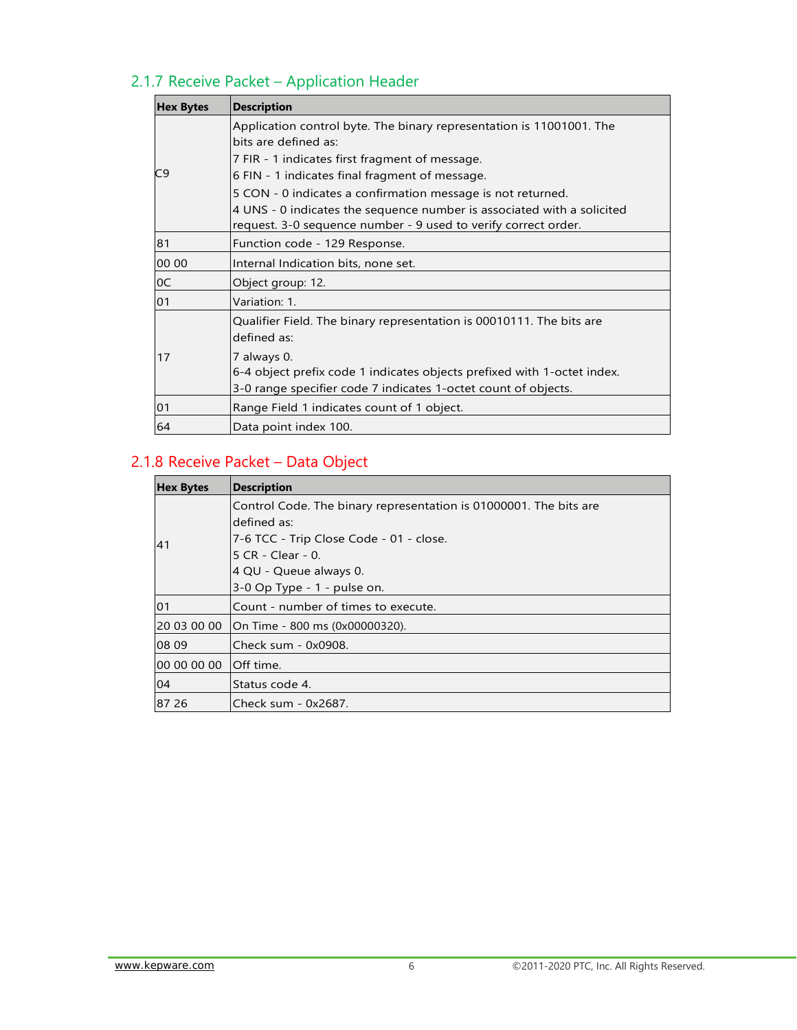### 2.1.7 Receive Packet – Application Header

| Hex Bytes | Description |
| --- | --- |
| C9 | Application control byte. The binary representation is 11001001. The bits are defined as:<br>7 FIR - 1 indicates first fragment of message.<br>6 FIN - 1 indicates final fragment of message.<br>5 CON - 0 indicates a confirmation message is not returned.<br>4 UNS - 0 indicates the sequence number is associated with a solicited request. 3-0 sequence number - 9 used to verify correct order. |
| 81 | Function code - 129 Response. |
| 00 00 | Internal Indication bits, none set. |
| 0C | Object group: 12. |
| 01 | Variation: 1. |
| 17 | Qualifier Field. The binary representation is 00010111. The bits are defined as:<br>7 always 0.<br>6-4 object prefix code 1 indicates objects prefixed with 1-octet index.<br>3-0 range specifier code 7 indicates 1-octet count of objects. |
| 01 | Range Field 1 indicates count of 1 object. |
| 64 | Data point index 100. |

### 2.1.8 Receive Packet – Data Object

| Hex Bytes | Description |
| --- | --- |
| 41 | Control Code. The binary representation is 01000001. The bits are defined as:<br>7-6 TCC - Trip Close Code - 01 - close.<br>5 CR - Clear - 0.<br>4 QU - Queue always 0.<br>3-0 Op Type - 1 - pulse on. |
| 01 | Count - number of times to execute. |
| 20 03 00 00 | On Time - 800 ms (0x00000320). |
| 08 09 | Check sum - 0x0908. |
| 00 00 00 00 | Off time. |
| 04 | Status code 4. |
| 87 26 | Check sum - 0x2687. |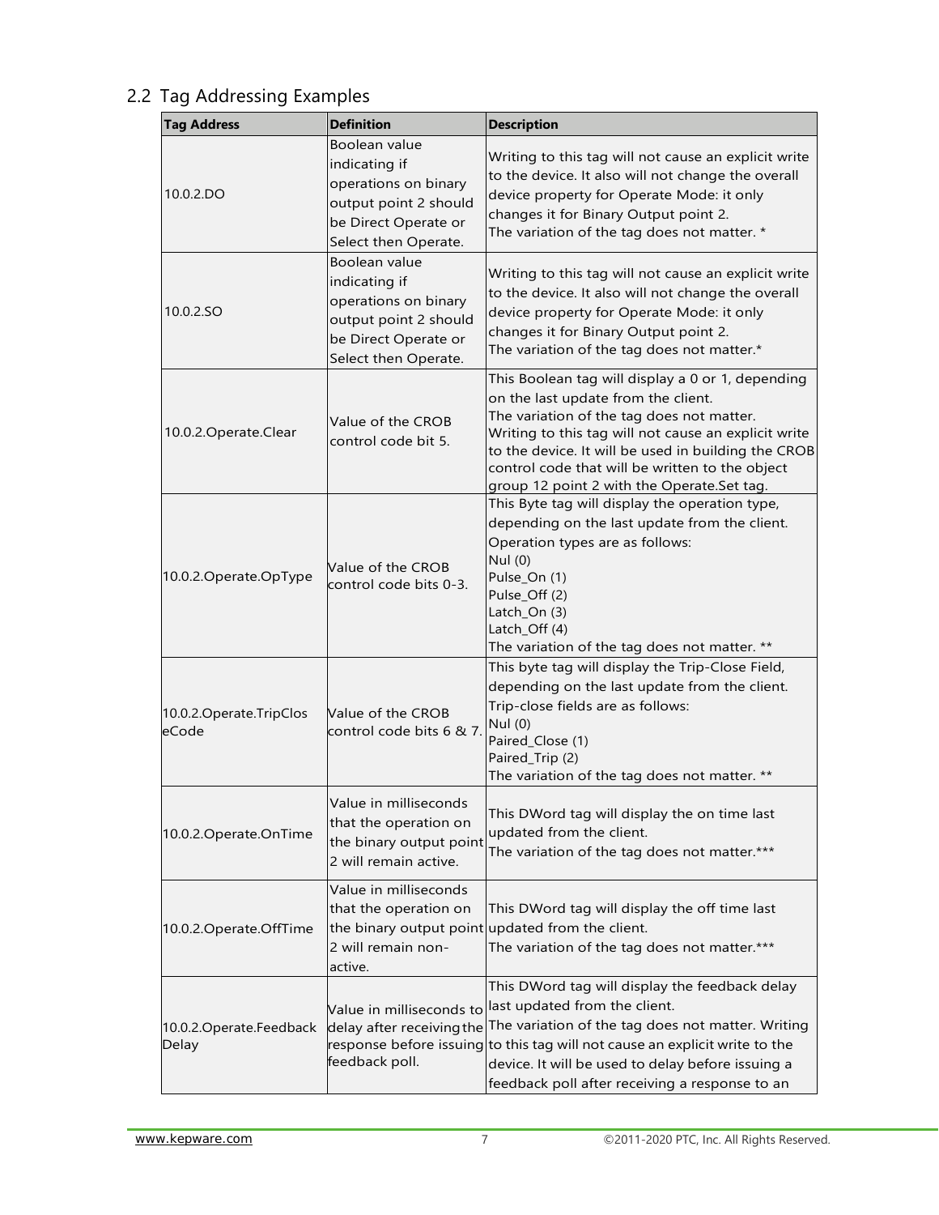## 2.2 Tag Addressing Examples

| Tag Address | Definition | Description |
|---|---|---|
| 10.0.2.DO | Boolean value indicating if operations on binary output point 2 should be Direct Operate or Select then Operate. | Writing to this tag will not cause an explicit write to the device. It also will not change the overall device property for Operate Mode: it only changes it for Binary Output point 2. The variation of the tag does not matter. * |
| 10.0.2.SO | Boolean value indicating if operations on binary output point 2 should be Direct Operate or Select then Operate. | Writing to this tag will not cause an explicit write to the device. It also will not change the overall device property for Operate Mode: it only changes it for Binary Output point 2. The variation of the tag does not matter.* |
| 10.0.2.Operate.Clear | Value of the CROB control code bit 5. | This Boolean tag will display a 0 or 1, depending on the last update from the client. The variation of the tag does not matter. Writing to this tag will not cause an explicit write to the device. It will be used in building the CROB control code that will be written to the object group 12 point 2 with the Operate.Set tag. |
| 10.0.2.Operate.OpType | Value of the CROB control code bits 0-3. | This Byte tag will display the operation type, depending on the last update from the client. Operation types are as follows:<br>Nul (0)<br>Pulse_On (1)<br>Pulse_Off (2)<br>Latch_On (3)<br>Latch_Off (4)<br>The variation of the tag does not matter. ** |
| 10.0.2.Operate.TripCloseCode | Value of the CROB control code bits 6 & 7. | This byte tag will display the Trip-Close Field, depending on the last update from the client. Trip-close fields are as follows:<br>Nul (0)<br>Paired_Close (1)<br>Paired_Trip (2)<br>The variation of the tag does not matter. ** |
| 10.0.2.Operate.OnTime | Value in milliseconds that the operation on the binary output point 2 will remain active. | This DWord tag will display the on time last updated from the client. The variation of the tag does not matter.*** |
| 10.0.2.Operate.OffTime | Value in milliseconds that the operation on the binary output point 2 will remain non-active. | This DWord tag will display the off time last updated from the client. The variation of the tag does not matter.*** |
| 10.0.2.Operate.FeedbackDelay | Value in milliseconds to delay after receiving the response before issuing feedback poll. | This DWord tag will display the feedback delay last updated from the client. The variation of the tag does not matter. Writing to this tag will not cause an explicit write to the device. It will be used to delay before issuing a feedback poll after receiving a response to an |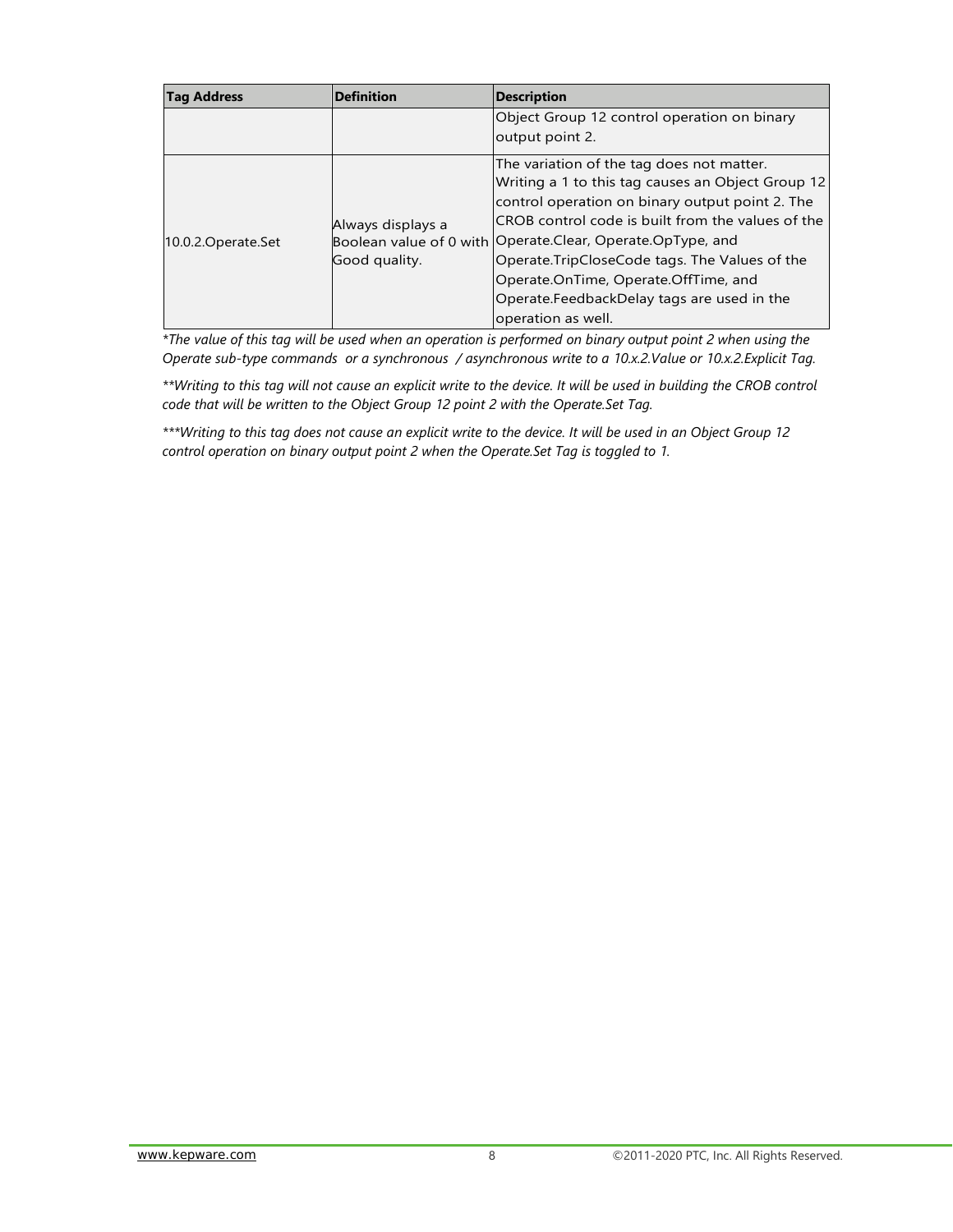| Tag Address | Definition | Description |
|---|---|---|
| | | Object Group 12 control operation on binary output point 2. |
| 10.0.2.Operate.Set | Always displays a Boolean value of 0 with Good quality. | The variation of the tag does not matter. Writing a 1 to this tag causes an Object Group 12 control operation on binary output point 2. The CROB control code is built from the values of the Operate.Clear, Operate.OpType, and Operate.TripCloseCode tags. The Values of the Operate.OnTime, Operate.OffTime, and Operate.FeedbackDelay tags are used in the operation as well. |

*\*The value of this tag will be used when an operation is performed on binary output point 2 when using the Operate sub-type commands or a synchronous / asynchronous write to a 10.x.2.Value or 10.x.2.Explicit Tag.*

*\*\*Writing to this tag will not cause an explicit write to the device. It will be used in building the CROB control code that will be written to the Object Group 12 point 2 with the Operate.Set Tag.*

*\*\*\*Writing to this tag does not cause an explicit write to the device. It will be used in an Object Group 12 control operation on binary output point 2 when the Operate.Set Tag is toggled to 1.*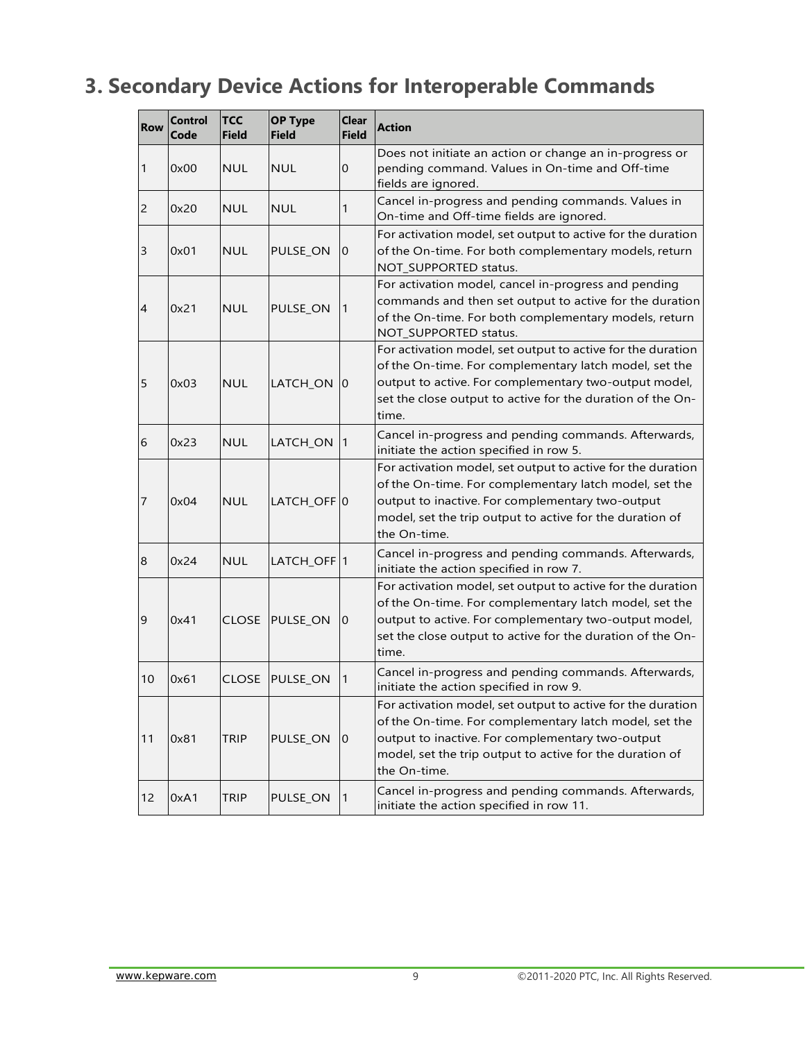# 3. Secondary Device Actions for Interoperable Commands

| Row | Control Code | TCC Field | OP Type Field | Clear Field | Action |
|---|---|---|---|---|---|
| 1 | 0x00 | NUL | NUL | 0 | Does not initiate an action or change an in-progress or pending command. Values in On-time and Off-time fields are ignored. |
| 2 | 0x20 | NUL | NUL | 1 | Cancel in-progress and pending commands. Values in On-time and Off-time fields are ignored. |
| 3 | 0x01 | NUL | PULSE_ON | 0 | For activation model, set output to active for the duration of the On-time. For both complementary models, return NOT_SUPPORTED status. |
| 4 | 0x21 | NUL | PULSE_ON | 1 | For activation model, cancel in-progress and pending commands and then set output to active for the duration of the On-time. For both complementary models, return NOT_SUPPORTED status. |
| 5 | 0x03 | NUL | LATCH_ON | 0 | For activation model, set output to active for the duration of the On-time. For complementary latch model, set the output to active. For complementary two-output model, set the close output to active for the duration of the On-time. |
| 6 | 0x23 | NUL | LATCH_ON | 1 | Cancel in-progress and pending commands. Afterwards, initiate the action specified in row 5. |
| 7 | 0x04 | NUL | LATCH_OFF | 0 | For activation model, set output to active for the duration of the On-time. For complementary latch model, set the output to inactive. For complementary two-output model, set the trip output to active for the duration of the On-time. |
| 8 | 0x24 | NUL | LATCH_OFF | 1 | Cancel in-progress and pending commands. Afterwards, initiate the action specified in row 7. |
| 9 | 0x41 | CLOSE | PULSE_ON | 0 | For activation model, set output to active for the duration of the On-time. For complementary latch model, set the output to active. For complementary two-output model, set the close output to active for the duration of the On-time. |
| 10 | 0x61 | CLOSE | PULSE_ON | 1 | Cancel in-progress and pending commands. Afterwards, initiate the action specified in row 9. |
| 11 | 0x81 | TRIP | PULSE_ON | 0 | For activation model, set output to active for the duration of the On-time. For complementary latch model, set the output to inactive. For complementary two-output model, set the trip output to active for the duration of the On-time. |
| 12 | 0xA1 | TRIP | PULSE_ON | 1 | Cancel in-progress and pending commands. Afterwards, initiate the action specified in row 11. |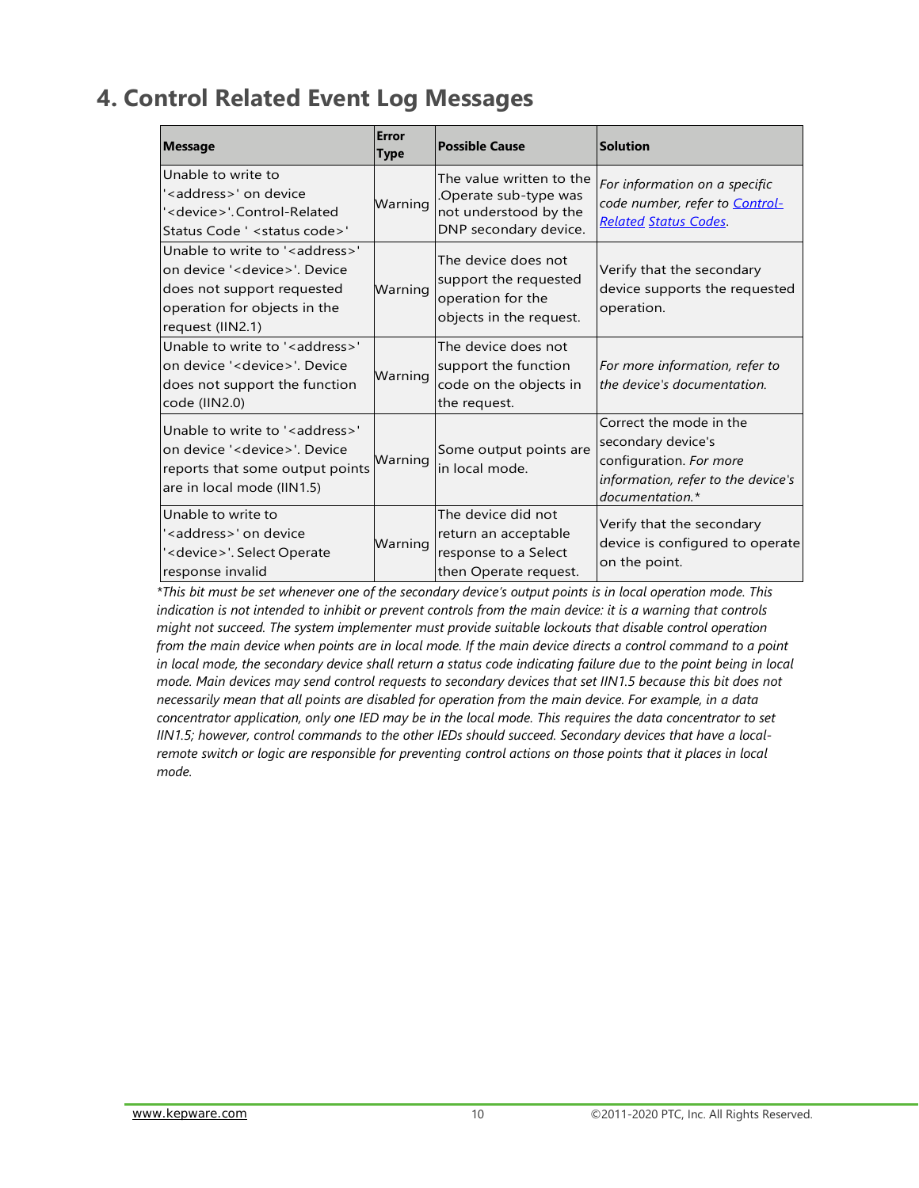# 4. Control Related Event Log Messages

| Message | Error Type | Possible Cause | Solution |
|---|---|---|---|
| Unable to write to '<address>' on device '<device>'. Control-Related Status Code ' <status code>' | Warning | The value written to the .Operate sub-type was not understood by the DNP secondary device. | *For information on a specific code number, refer to [Control-Related](#) [Status Codes](#).* |
| Unable to write to '<address>' on device '<device>'. Device does not support requested operation for objects in the request (IIN2.1) | Warning | The device does not support the requested operation for the objects in the request. | Verify that the secondary device supports the requested operation. |
| Unable to write to '<address>' on device '<device>'. Device does not support the function code (IIN2.0) | Warning | The device does not support the function code on the objects in the request. | *For more information, refer to the device's documentation.* |
| Unable to write to '<address>' on device '<device>'. Device reports that some output points are in local mode (IIN1.5) | Warning | Some output points are in local mode. | Correct the mode in the secondary device's configuration. *For more information, refer to the device's documentation.** |
| Unable to write to '<address>' on device '<device>'. Select Operate response invalid | Warning | The device did not return an acceptable response to a Select then Operate request. | Verify that the secondary device is configured to operate on the point. |

*\*This bit must be set whenever one of the secondary device's output points is in local operation mode. This indication is not intended to inhibit or prevent controls from the main device: it is a warning that controls might not succeed. The system implementer must provide suitable lockouts that disable control operation from the main device when points are in local mode. If the main device directs a control command to a point in local mode, the secondary device shall return a status code indicating failure due to the point being in local mode. Main devices may send control requests to secondary devices that set IIN1.5 because this bit does not necessarily mean that all points are disabled for operation from the main device. For example, in a data concentrator application, only one IED may be in the local mode. This requires the data concentrator to set IIN1.5; however, control commands to the other IEDs should succeed. Secondary devices that have a local-remote switch or logic are responsible for preventing control actions on those points that it places in local mode.*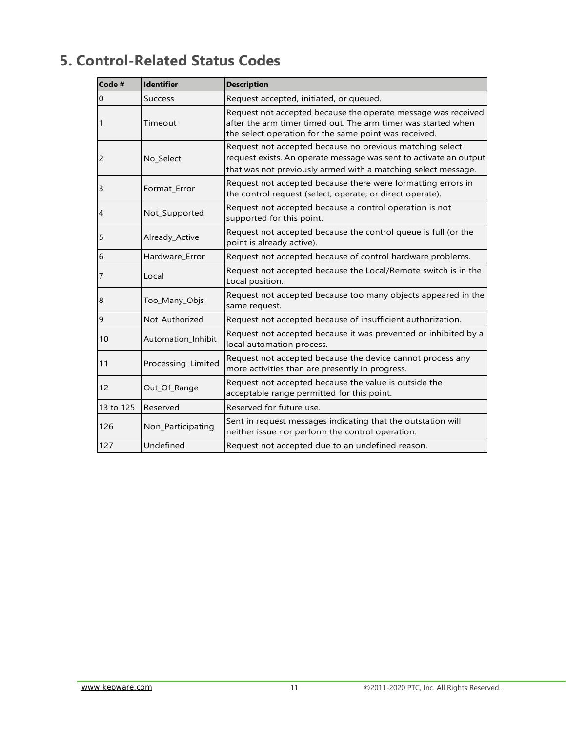# 5. Control-Related Status Codes

| Code # | Identifier | Description |
|---|---|---|
| 0 | Success | Request accepted, initiated, or queued. |
| 1 | Timeout | Request not accepted because the operate message was received after the arm timer timed out. The arm timer was started when the select operation for the same point was received. |
| 2 | No_Select | Request not accepted because no previous matching select request exists. An operate message was sent to activate an output that was not previously armed with a matching select message. |
| 3 | Format_Error | Request not accepted because there were formatting errors in the control request (select, operate, or direct operate). |
| 4 | Not_Supported | Request not accepted because a control operation is not supported for this point. |
| 5 | Already_Active | Request not accepted because the control queue is full (or the point is already active). |
| 6 | Hardware_Error | Request not accepted because of control hardware problems. |
| 7 | Local | Request not accepted because the Local/Remote switch is in the Local position. |
| 8 | Too_Many_Objs | Request not accepted because too many objects appeared in the same request. |
| 9 | Not_Authorized | Request not accepted because of insufficient authorization. |
| 10 | Automation_Inhibit | Request not accepted because it was prevented or inhibited by a local automation process. |
| 11 | Processing_Limited | Request not accepted because the device cannot process any more activities than are presently in progress. |
| 12 | Out_Of_Range | Request not accepted because the value is outside the acceptable range permitted for this point. |
| 13 to 125 | Reserved | Reserved for future use. |
| 126 | Non_Participating | Sent in request messages indicating that the outstation will neither issue nor perform the control operation. |
| 127 | Undefined | Request not accepted due to an undefined reason. |